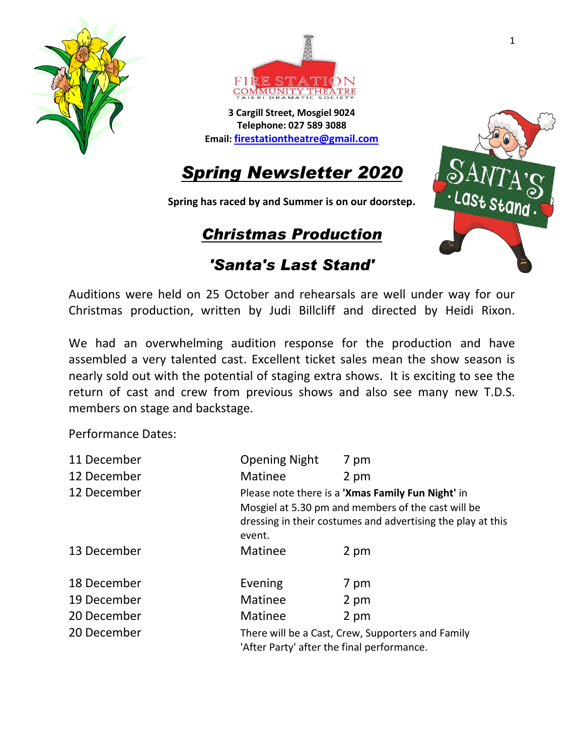FIRE STATION COMMUNITY THEATRE
TAIERI DRAMATIC SOCIETY

**3 Cargill Street, Mosgiel 9024**
**Telephone: 027 589 3088**
**Email: firestationtheatre@gmail.com**

# *Spring Newsletter 2020*

**Spring has raced by and Summer is on our doorstep.**

## *Christmas Production*

## *'Santa's Last Stand'*

Auditions were held on 25 October and rehearsals are well under way for our Christmas production, written by Judi Billcliff and directed by Heidi Rixon.

We had an overwhelming audition response for the production and have assembled a very talented cast. Excellent ticket sales mean the show season is nearly sold out with the potential of staging extra shows. It is exciting to see the return of cast and crew from previous shows and also see many new T.D.S. members on stage and backstage.

Performance Dates:

| | | |
|---|---|---|
| 11 December | Opening Night | 7 pm |
| 12 December | Matinee | 2 pm |
| 12 December | Please note there is a **'Xmas Family Fun Night'** in Mosgiel at 5.30 pm and members of the cast will be dressing in their costumes and advertising the play at this event. | |
| 13 December | Matinee | 2 pm |
| 18 December | Evening | 7 pm |
| 19 December | Matinee | 2 pm |
| 20 December | Matinee | 2 pm |
| 20 December | There will be a Cast, Crew, Supporters and Family 'After Party' after the final performance. | |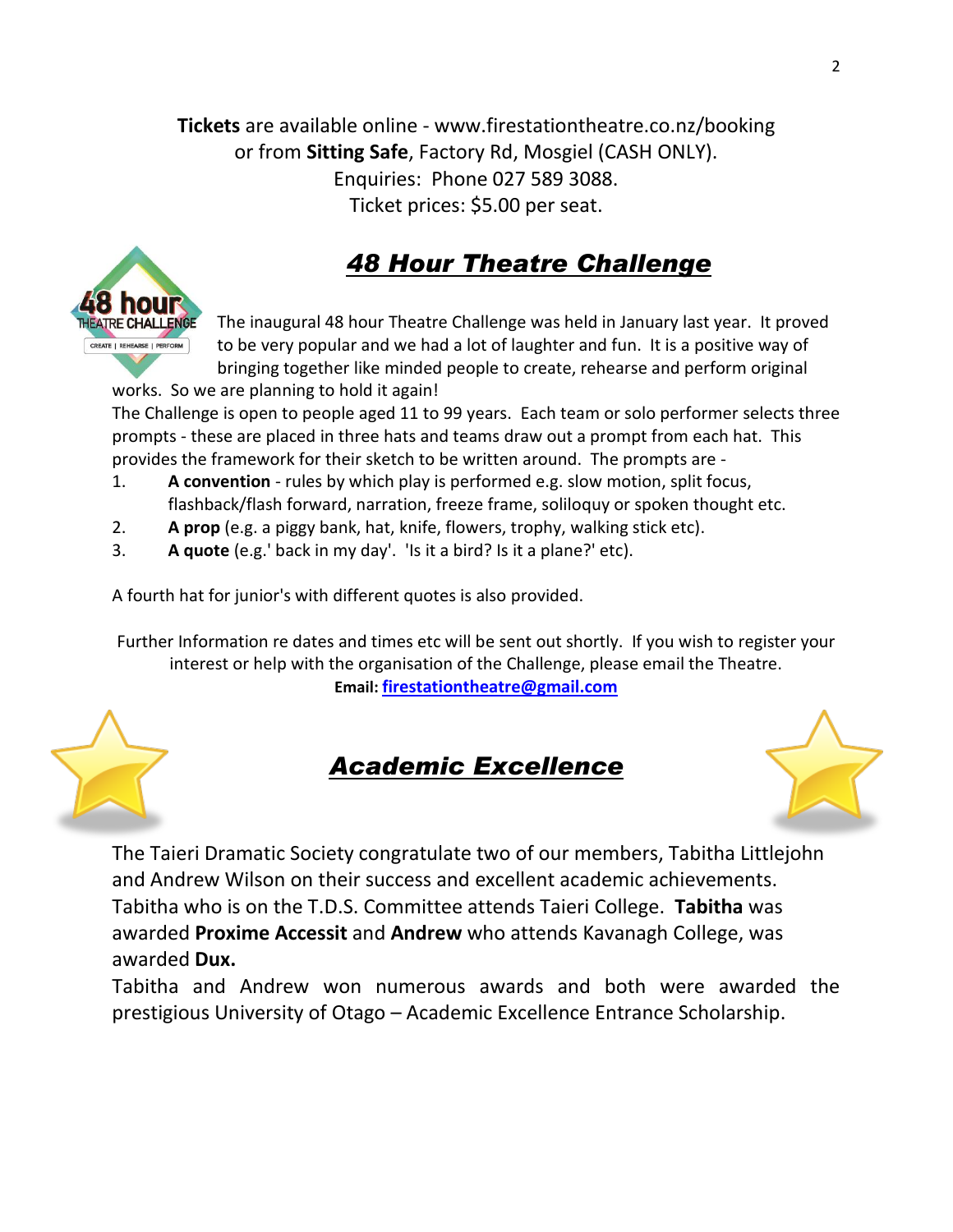**Tickets** are available online - www.firestationtheatre.co.nz/booking
or from **Sitting Safe**, Factory Rd, Mosgiel (CASH ONLY).
Enquiries: Phone 027 589 3088.
Ticket prices: $5.00 per seat.

## ***48 Hour Theatre Challenge***

The inaugural 48 hour Theatre Challenge was held in January last year. It proved to be very popular and we had a lot of laughter and fun. It is a positive way of bringing together like minded people to create, rehearse and perform original works. So we are planning to hold it again!

The Challenge is open to people aged 11 to 99 years. Each team or solo performer selects three prompts - these are placed in three hats and teams draw out a prompt from each hat. This provides the framework for their sketch to be written around. The prompts are -

1. **A convention** - rules by which play is performed e.g. slow motion, split focus, flashback/flash forward, narration, freeze frame, soliloquy or spoken thought etc.
2. **A prop** (e.g. a piggy bank, hat, knife, flowers, trophy, walking stick etc).
3. **A quote** (e.g.' back in my day'. 'Is it a bird? Is it a plane?' etc).

A fourth hat for junior's with different quotes is also provided.

Further Information re dates and times etc will be sent out shortly. If you wish to register your interest or help with the organisation of the Challenge, please email the Theatre.
**Email:** firestationtheatre@gmail.com

## ***Academic Excellence***

The Taieri Dramatic Society congratulate two of our members, Tabitha Littlejohn and Andrew Wilson on their success and excellent academic achievements. Tabitha who is on the T.D.S. Committee attends Taieri College. **Tabitha** was awarded **Proxime Accessit** and **Andrew** who attends Kavanagh College, was awarded **Dux.**

Tabitha and Andrew won numerous awards and both were awarded the prestigious University of Otago – Academic Excellence Entrance Scholarship.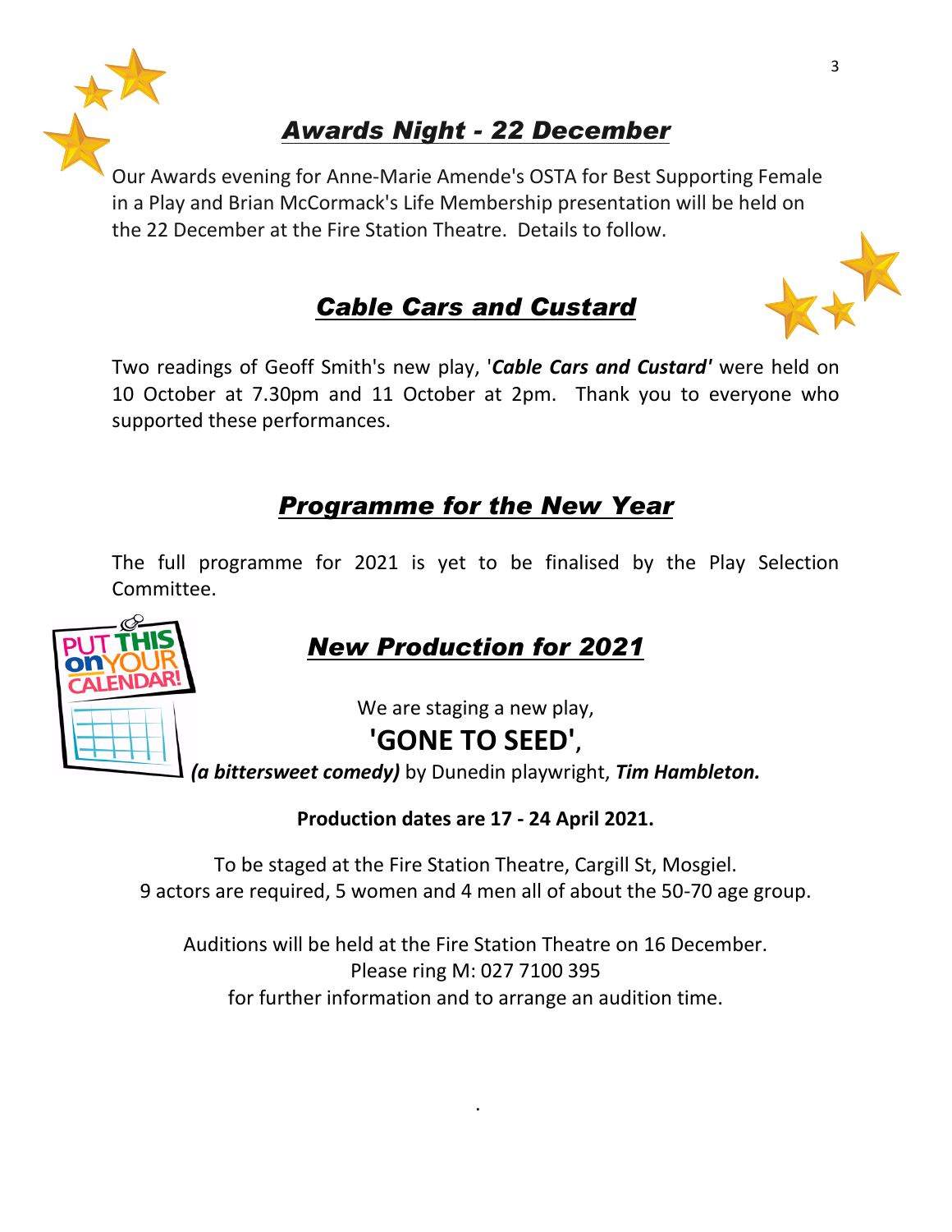## *Awards Night - 22 December*

Our Awards evening for Anne-Marie Amende's OSTA for Best Supporting Female in a Play and Brian McCormack's Life Membership presentation will be held on the 22 December at the Fire Station Theatre. Details to follow.

## *Cable Cars and Custard*

Two readings of Geoff Smith's new play, '***Cable Cars and Custard'*** were held on 10 October at 7.30pm and 11 October at 2pm. Thank you to everyone who supported these performances.

## *Programme for the New Year*

The full programme for 2021 is yet to be finalised by the Play Selection Committee.

## *New Production for 2021*

We are staging a new play,

**'GONE TO SEED'**,

***(a bittersweet comedy)*** by Dunedin playwright, ***Tim Hambleton.***

**Production dates are 17 - 24 April 2021.**

To be staged at the Fire Station Theatre, Cargill St, Mosgiel.
9 actors are required, 5 women and 4 men all of about the 50-70 age group.

Auditions will be held at the Fire Station Theatre on 16 December.
Please ring M: 027 7100 395
for further information and to arrange an audition time.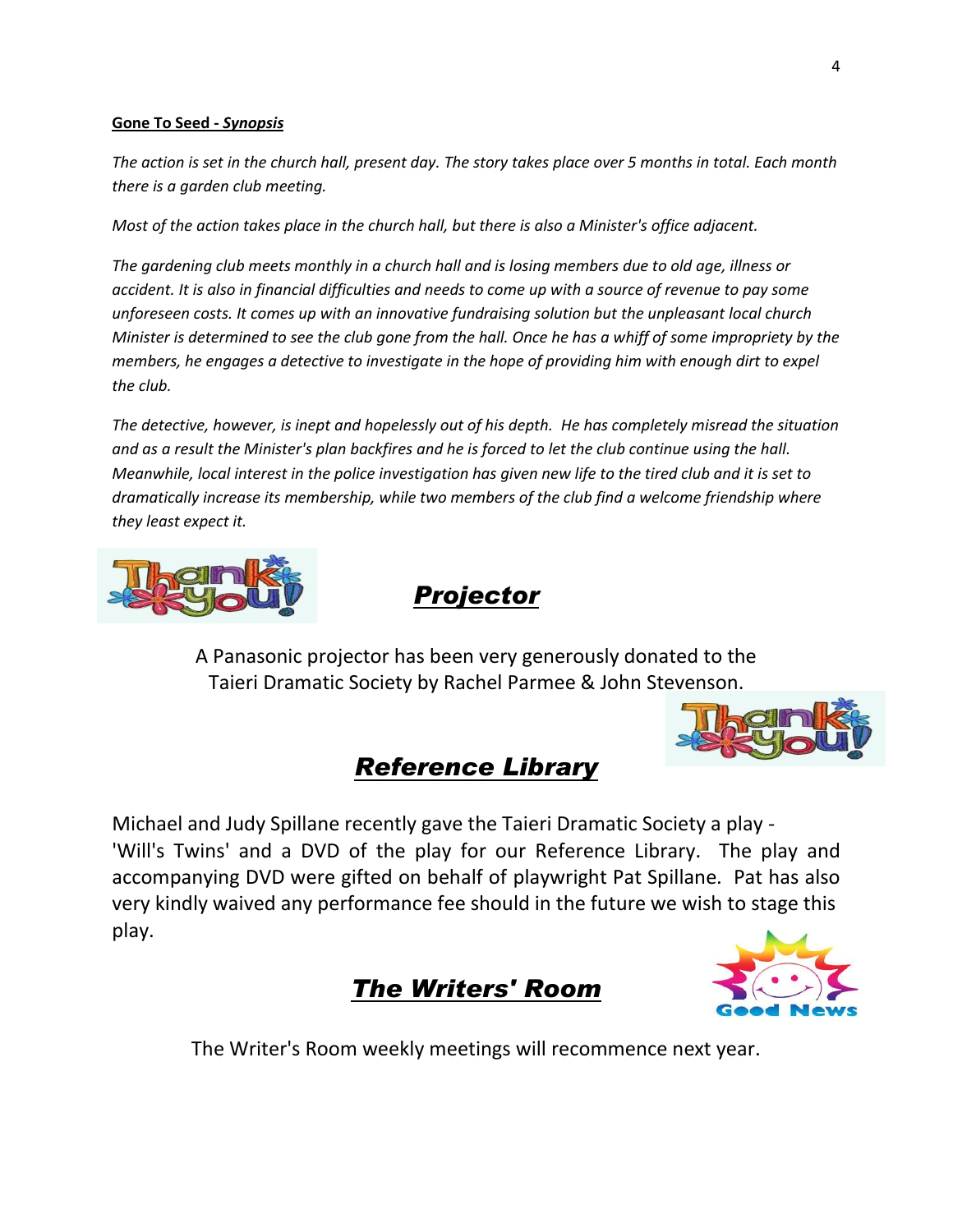**Gone To Seed - *Synopsis***

*The action is set in the church hall, present day. The story takes place over 5 months in total. Each month there is a garden club meeting.*

*Most of the action takes place in the church hall, but there is also a Minister's office adjacent.*

*The gardening club meets monthly in a church hall and is losing members due to old age, illness or accident. It is also in financial difficulties and needs to come up with a source of revenue to pay some unforeseen costs. It comes up with an innovative fundraising solution but the unpleasant local church Minister is determined to see the club gone from the hall. Once he has a whiff of some impropriety by the members, he engages a detective to investigate in the hope of providing him with enough dirt to expel the club.*

*The detective, however, is inept and hopelessly out of his depth. He has completely misread the situation and as a result the Minister's plan backfires and he is forced to let the club continue using the hall. Meanwhile, local interest in the police investigation has given new life to the tired club and it is set to dramatically increase its membership, while two members of the club find a welcome friendship where they least expect it.*

## ***Projector***

A Panasonic projector has been very generously donated to the Taieri Dramatic Society by Rachel Parmee & John Stevenson.

## ***Reference Library***

Michael and Judy Spillane recently gave the Taieri Dramatic Society a play - 'Will's Twins' and a DVD of the play for our Reference Library. The play and accompanying DVD were gifted on behalf of playwright Pat Spillane. Pat has also very kindly waived any performance fee should in the future we wish to stage this play.

## ***The Writers' Room***

The Writer's Room weekly meetings will recommence next year.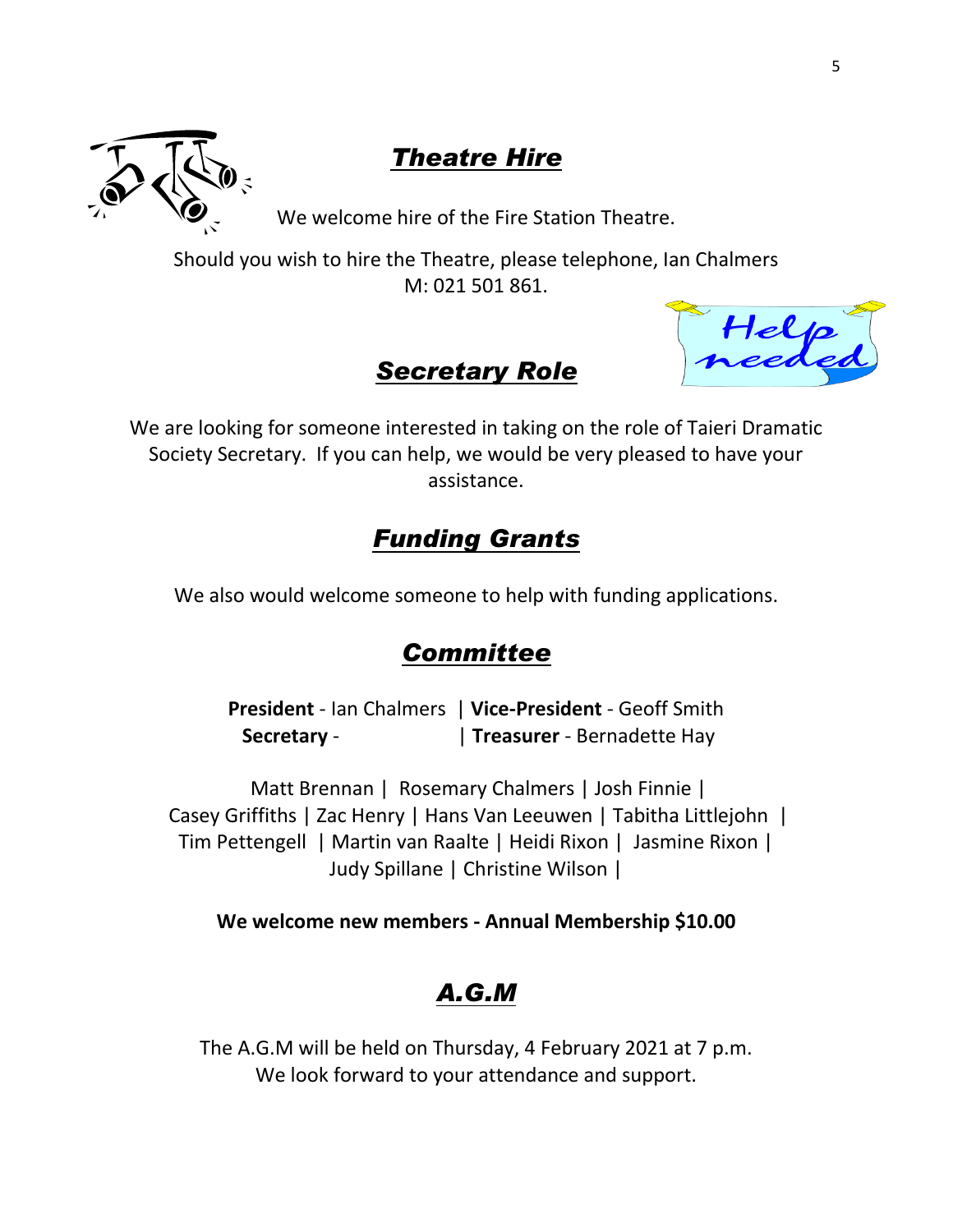## ***Theatre Hire***

We welcome hire of the Fire Station Theatre.

Should you wish to hire the Theatre, please telephone, Ian Chalmers M: 021 501 861.

## ***Secretary Role***

We are looking for someone interested in taking on the role of Taieri Dramatic Society Secretary. If you can help, we would be very pleased to have your assistance.

## ***Funding Grants***

We also would welcome someone to help with funding applications.

## ***Committee***

**President** - Ian Chalmers | **Vice-President** - Geoff Smith
**Secretary** - | **Treasurer** - Bernadette Hay

Matt Brennan | Rosemary Chalmers | Josh Finnie | Casey Griffiths | Zac Henry | Hans Van Leeuwen | Tabitha Littlejohn | Tim Pettengell | Martin van Raalte | Heidi Rixon | Jasmine Rixon | Judy Spillane | Christine Wilson |

**We welcome new members - Annual Membership $10.00**

## ***A.G.M***

The A.G.M will be held on Thursday, 4 February 2021 at 7 p.m.
We look forward to your attendance and support.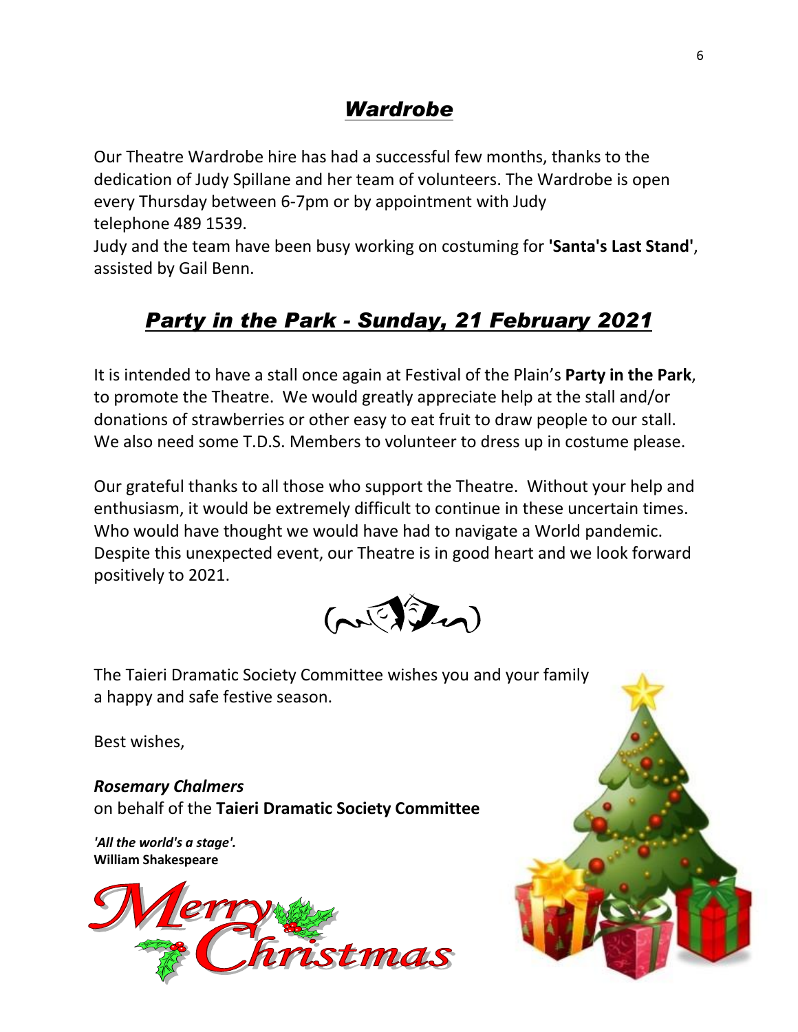## *Wardrobe*

Our Theatre Wardrobe hire has had a successful few months, thanks to the dedication of Judy Spillane and her team of volunteers. The Wardrobe is open every Thursday between 6-7pm or by appointment with Judy telephone 489 1539.

Judy and the team have been busy working on costuming for **'Santa's Last Stand'**, assisted by Gail Benn.

## *Party in the Park - Sunday, 21 February 2021*

It is intended to have a stall once again at Festival of the Plain's **Party in the Park**, to promote the Theatre. We would greatly appreciate help at the stall and/or donations of strawberries or other easy to eat fruit to draw people to our stall. We also need some T.D.S. Members to volunteer to dress up in costume please.

Our grateful thanks to all those who support the Theatre. Without your help and enthusiasm, it would be extremely difficult to continue in these uncertain times. Who would have thought we would have had to navigate a World pandemic. Despite this unexpected event, our Theatre is in good heart and we look forward positively to 2021.

The Taieri Dramatic Society Committee wishes you and your family a happy and safe festive season.

Best wishes,

***Rosemary Chalmers***
on behalf of the **Taieri Dramatic Society Committee**

***'All the world's a stage'.***
**William Shakespeare**

Merry Christmas